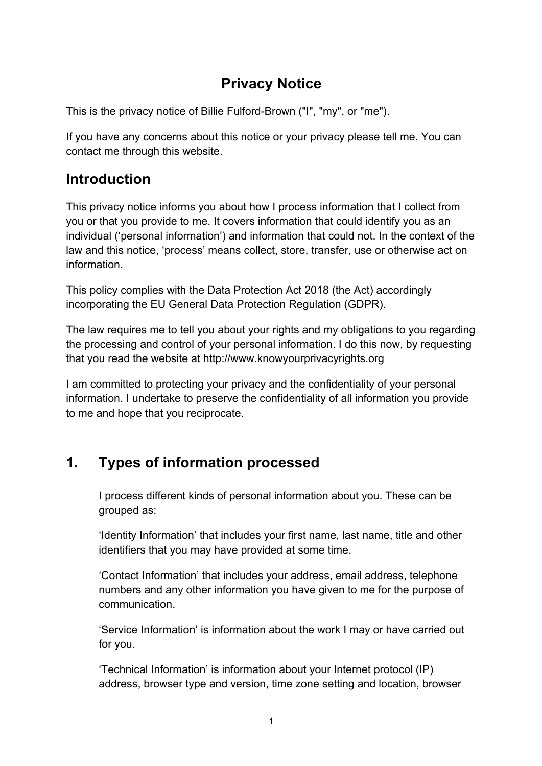# Privacy Notice

This is the privacy notice of Billie Fulford-Brown ("I", "my", or "me").

If you have any concerns about this notice or your privacy please tell me. You can contact me through this website.

## Introduction

This privacy notice informs you about how I process information that I collect from you or that you provide to me. It covers information that could identify you as an individual ('personal information') and information that could not. In the context of the law and this notice, 'process' means collect, store, transfer, use or otherwise act on information.

This policy complies with the Data Protection Act 2018 (the Act) accordingly incorporating the EU General Data Protection Regulation (GDPR).

The law requires me to tell you about your rights and my obligations to you regarding the processing and control of your personal information. I do this now, by requesting that you read the website at http://www.knowyourprivacyrights.org

I am committed to protecting your privacy and the confidentiality of your personal information. I undertake to preserve the confidentiality of all information you provide to me and hope that you reciprocate.

## 1. Types of information processed

I process different kinds of personal information about you. These can be grouped as:

'Identity Information' that includes your first name, last name, title and other identifiers that you may have provided at some time.

'Contact Information' that includes your address, email address, telephone numbers and any other information you have given to me for the purpose of communication.

'Service Information' is information about the work I may or have carried out for you.

'Technical Information' is information about your Internet protocol (IP) address, browser type and version, time zone setting and location, browser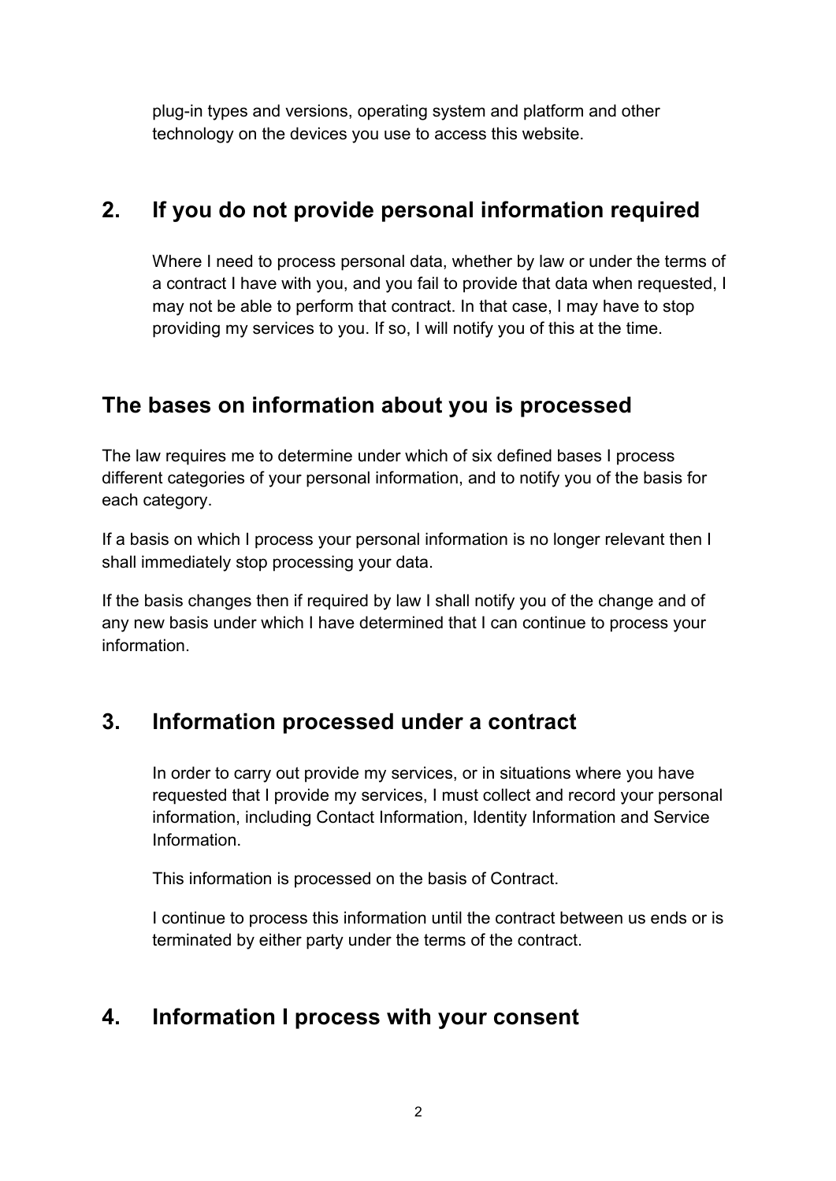plug-in types and versions, operating system and platform and other technology on the devices you use to access this website.

## 2. If you do not provide personal information required

Where I need to process personal data, whether by law or under the terms of a contract I have with you, and you fail to provide that data when requested, I may not be able to perform that contract. In that case, I may have to stop providing my services to you. If so, I will notify you of this at the time.

## The bases on information about you is processed

The law requires me to determine under which of six defined bases I process different categories of your personal information, and to notify you of the basis for each category.

If a basis on which I process your personal information is no longer relevant then I shall immediately stop processing your data.

If the basis changes then if required by law I shall notify you of the change and of any new basis under which I have determined that I can continue to process your information.

## 3. Information processed under a contract

In order to carry out provide my services, or in situations where you have requested that I provide my services, I must collect and record your personal information, including Contact Information, Identity Information and Service Information.

This information is processed on the basis of Contract.

I continue to process this information until the contract between us ends or is terminated by either party under the terms of the contract.

## 4. Information I process with your consent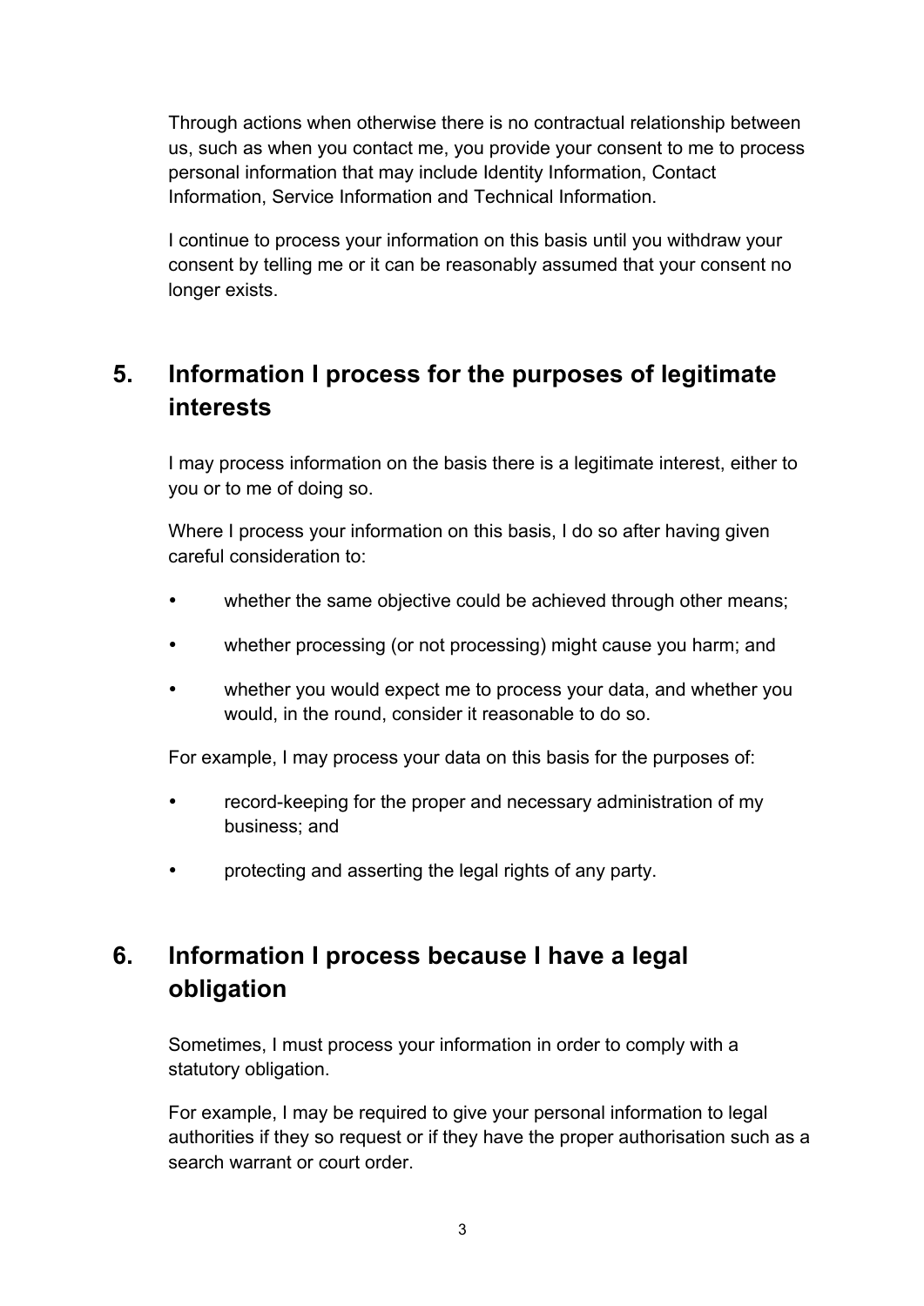Through actions when otherwise there is no contractual relationship between us, such as when you contact me, you provide your consent to me to process personal information that may include Identity Information, Contact Information, Service Information and Technical Information.

I continue to process your information on this basis until you withdraw your consent by telling me or it can be reasonably assumed that your consent no longer exists.

## 5. Information I process for the purposes of legitimate interests

I may process information on the basis there is a legitimate interest, either to you or to me of doing so.

Where I process your information on this basis, I do so after having given careful consideration to:

- whether the same objective could be achieved through other means;
- whether processing (or not processing) might cause you harm; and
- whether you would expect me to process your data, and whether you would, in the round, consider it reasonable to do so.

For example, I may process your data on this basis for the purposes of:

- record-keeping for the proper and necessary administration of my business; and
- protecting and asserting the legal rights of any party.

## 6. Information I process because I have a legal obligation

Sometimes, I must process your information in order to comply with a statutory obligation.

For example, I may be required to give your personal information to legal authorities if they so request or if they have the proper authorisation such as a search warrant or court order.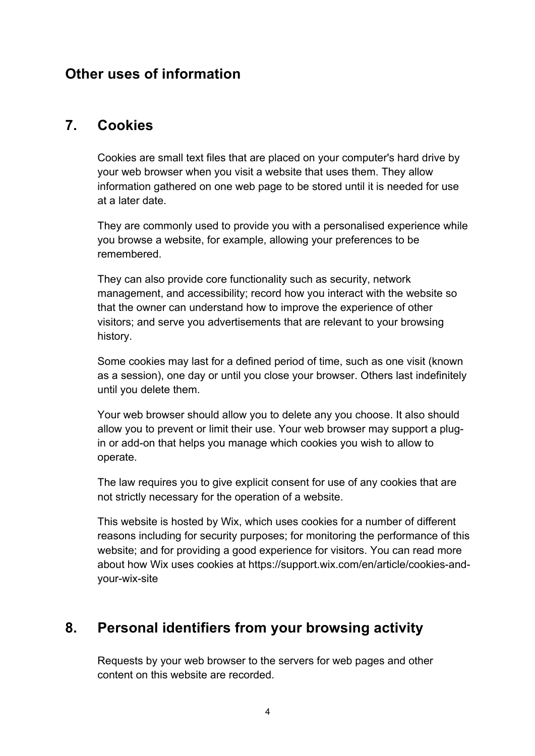## Other uses of information

## 7. Cookies

Cookies are small text files that are placed on your computer's hard drive by your web browser when you visit a website that uses them. They allow information gathered on one web page to be stored until it is needed for use at a later date.

They are commonly used to provide you with a personalised experience while you browse a website, for example, allowing your preferences to be remembered.

They can also provide core functionality such as security, network management, and accessibility; record how you interact with the website so that the owner can understand how to improve the experience of other visitors; and serve you advertisements that are relevant to your browsing history.

Some cookies may last for a defined period of time, such as one visit (known as a session), one day or until you close your browser. Others last indefinitely until you delete them.

Your web browser should allow you to delete any you choose. It also should allow you to prevent or limit their use. Your web browser may support a plug-in or add-on that helps you manage which cookies you wish to allow to operate.

The law requires you to give explicit consent for use of any cookies that are not strictly necessary for the operation of a website.

This website is hosted by Wix, which uses cookies for a number of different reasons including for security purposes; for monitoring the performance of this website; and for providing a good experience for visitors. You can read more about how Wix uses cookies at https://support.wix.com/en/article/cookies-and-your-wix-site

## 8. Personal identifiers from your browsing activity

Requests by your web browser to the servers for web pages and other content on this website are recorded.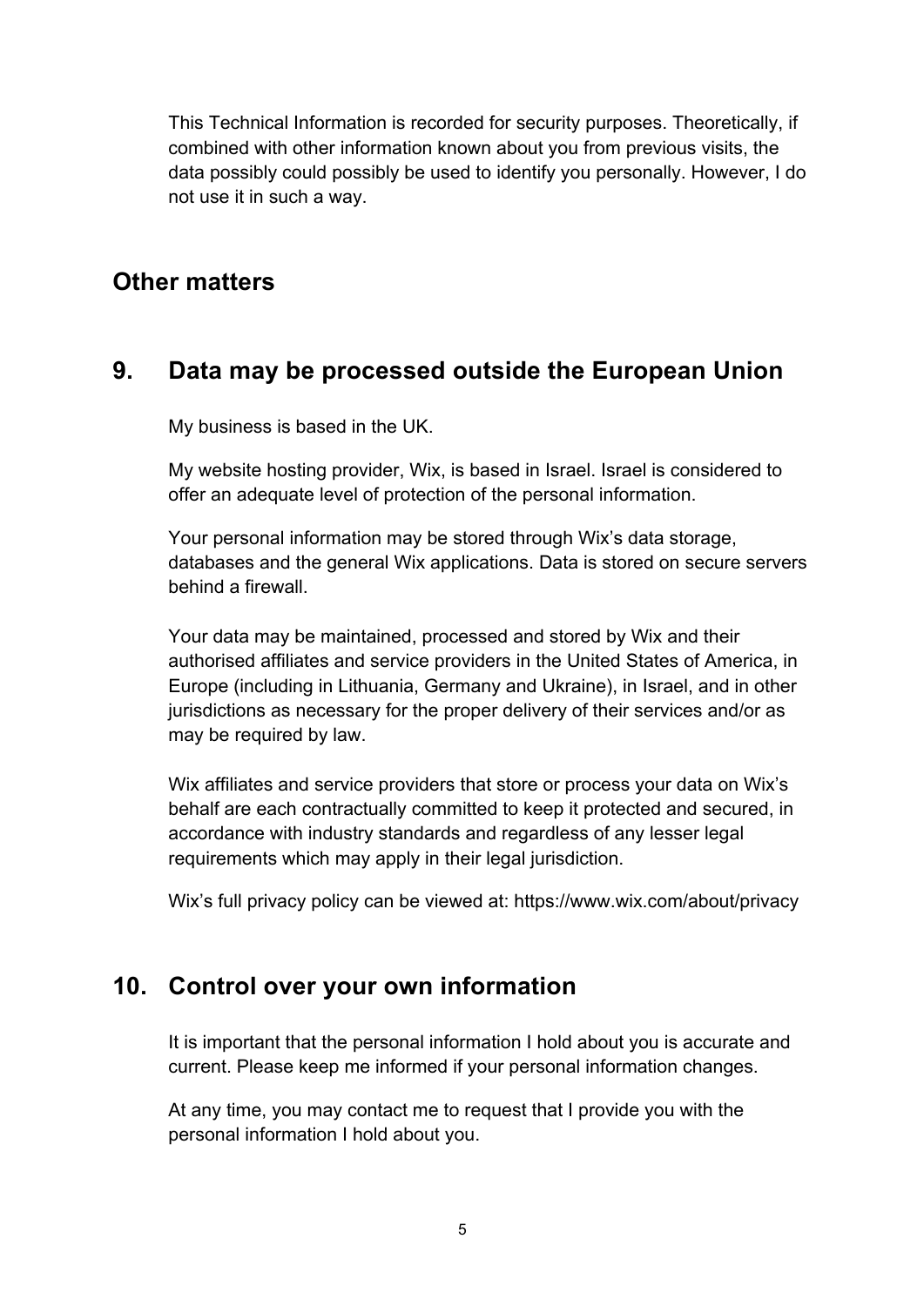This Technical Information is recorded for security purposes. Theoretically, if combined with other information known about you from previous visits, the data possibly could possibly be used to identify you personally. However, I do not use it in such a way.

## Other matters

## 9. Data may be processed outside the European Union

My business is based in the UK.

My website hosting provider, Wix, is based in Israel. Israel is considered to offer an adequate level of protection of the personal information.

Your personal information may be stored through Wix's data storage, databases and the general Wix applications. Data is stored on secure servers behind a firewall.

Your data may be maintained, processed and stored by Wix and their authorised affiliates and service providers in the United States of America, in Europe (including in Lithuania, Germany and Ukraine), in Israel, and in other jurisdictions as necessary for the proper delivery of their services and/or as may be required by law.

Wix affiliates and service providers that store or process your data on Wix's behalf are each contractually committed to keep it protected and secured, in accordance with industry standards and regardless of any lesser legal requirements which may apply in their legal jurisdiction.

Wix's full privacy policy can be viewed at: https://www.wix.com/about/privacy

## 10. Control over your own information

It is important that the personal information I hold about you is accurate and current. Please keep me informed if your personal information changes.

At any time, you may contact me to request that I provide you with the personal information I hold about you.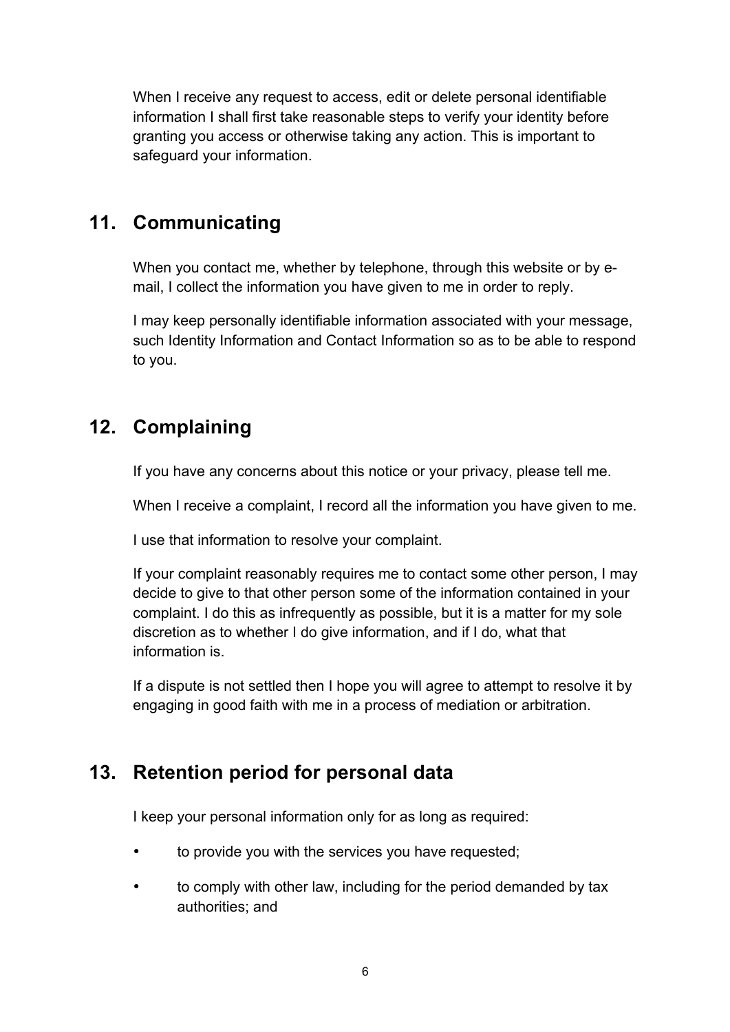When I receive any request to access, edit or delete personal identifiable information I shall first take reasonable steps to verify your identity before granting you access or otherwise taking any action. This is important to safeguard your information.

## 11. Communicating

When you contact me, whether by telephone, through this website or by e-mail, I collect the information you have given to me in order to reply.

I may keep personally identifiable information associated with your message, such Identity Information and Contact Information so as to be able to respond to you.

## 12. Complaining

If you have any concerns about this notice or your privacy, please tell me.

When I receive a complaint, I record all the information you have given to me.

I use that information to resolve your complaint.

If your complaint reasonably requires me to contact some other person, I may decide to give to that other person some of the information contained in your complaint. I do this as infrequently as possible, but it is a matter for my sole discretion as to whether I do give information, and if I do, what that information is.

If a dispute is not settled then I hope you will agree to attempt to resolve it by engaging in good faith with me in a process of mediation or arbitration.

## 13. Retention period for personal data

I keep your personal information only for as long as required:

- to provide you with the services you have requested;
- to comply with other law, including for the period demanded by tax authorities; and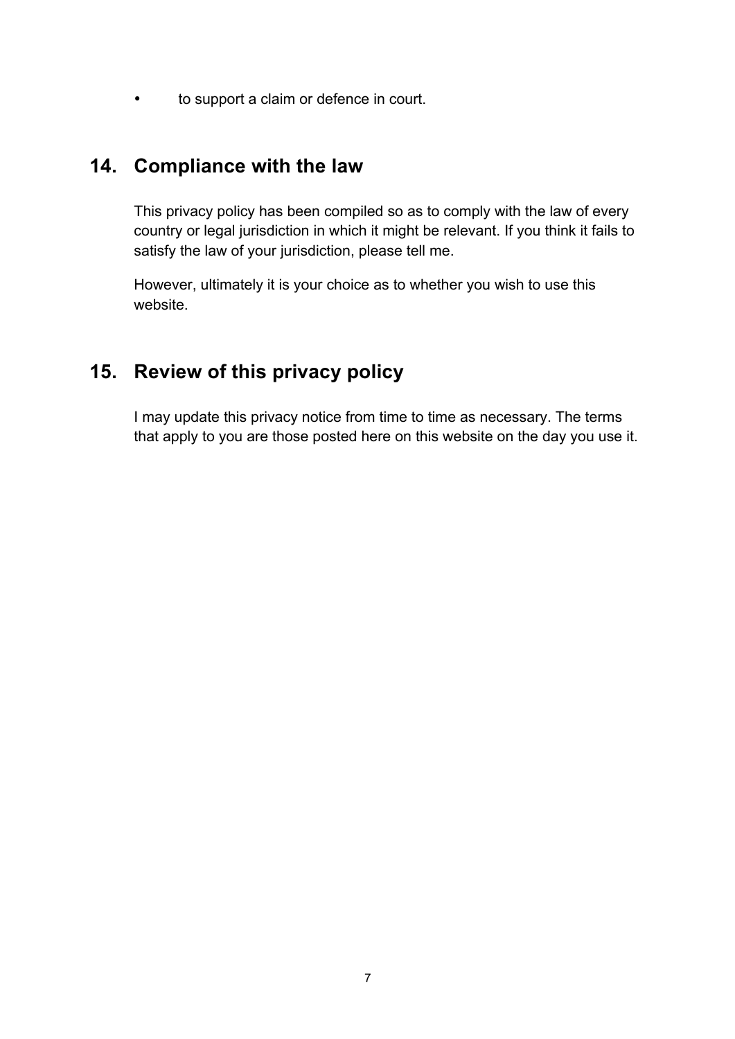- to support a claim or defence in court.

## 14. Compliance with the law

This privacy policy has been compiled so as to comply with the law of every country or legal jurisdiction in which it might be relevant. If you think it fails to satisfy the law of your jurisdiction, please tell me.

However, ultimately it is your choice as to whether you wish to use this website.

## 15. Review of this privacy policy

I may update this privacy notice from time to time as necessary. The terms that apply to you are those posted here on this website on the day you use it.